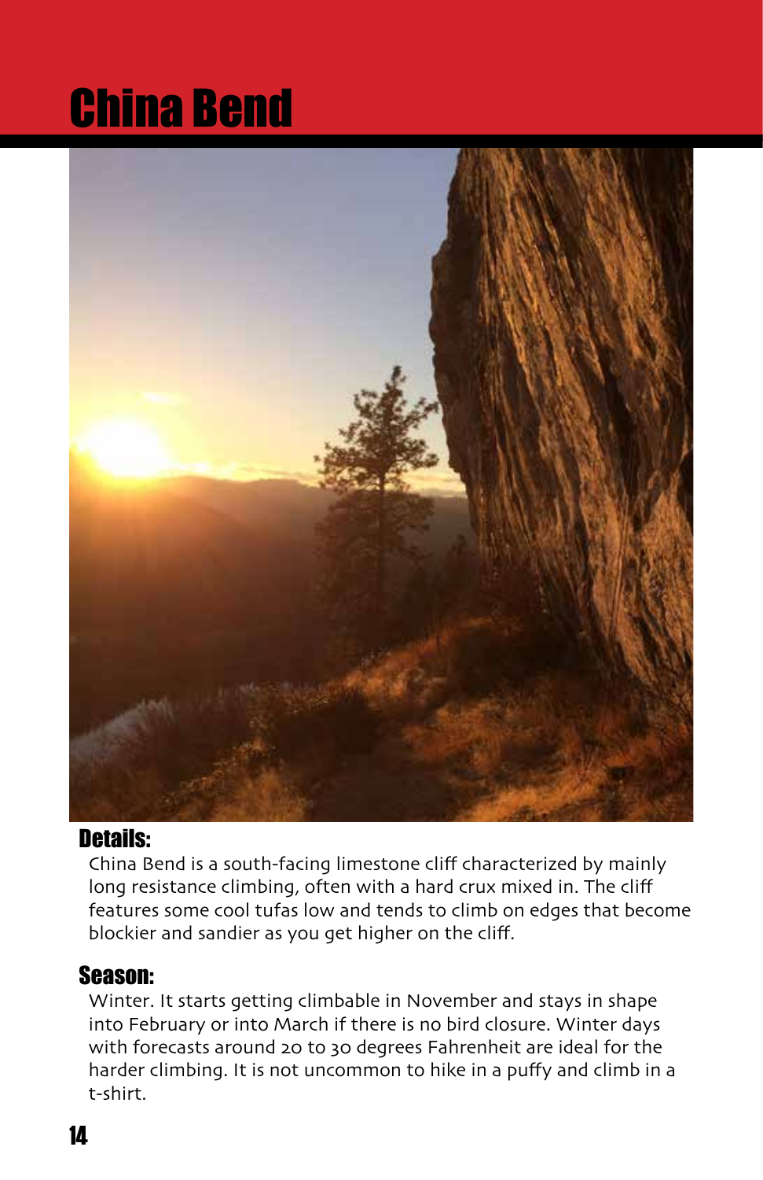# China Bend

## Details:

China Bend is a south-facing limestone cliff characterized by mainly long resistance climbing, often with a hard crux mixed in. The cliff features some cool tufas low and tends to climb on edges that become blockier and sandier as you get higher on the cliff.

## Season:

Winter. It starts getting climbable in November and stays in shape into February or into March if there is no bird closure. Winter days with forecasts around 20 to 30 degrees Fahrenheit are ideal for the harder climbing. It is not uncommon to hike in a puffy and climb in a t-shirt.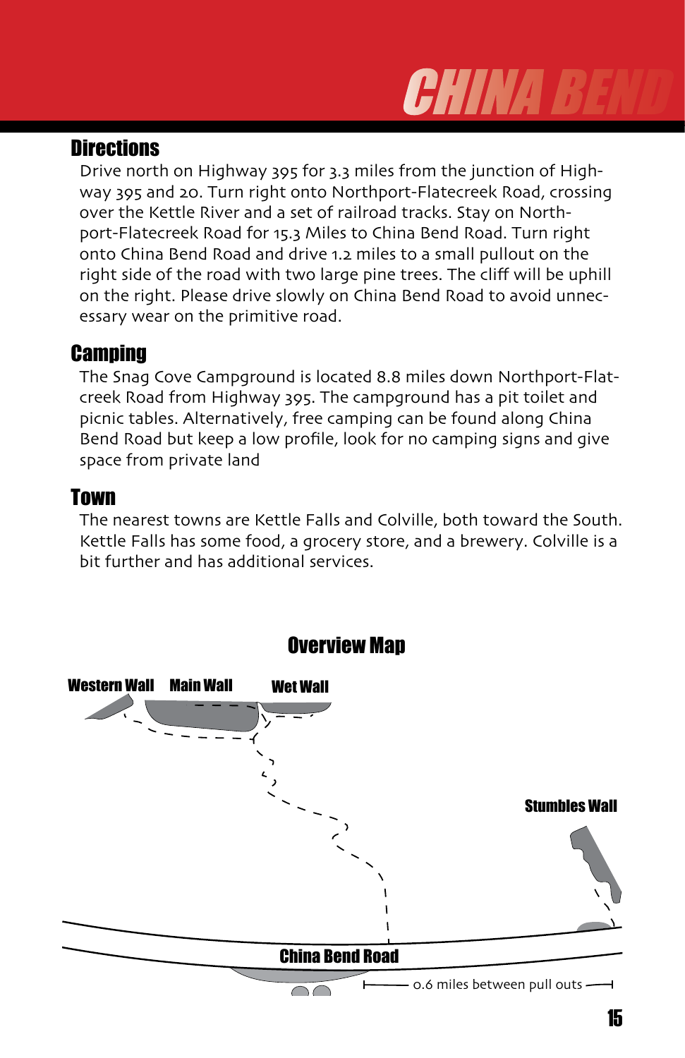# CHINA BEND

## Directions

Drive north on Highway 395 for 3.3 miles from the junction of Highway 395 and 20. Turn right onto Northport-Flatecreek Road, crossing over the Kettle River and a set of railroad tracks. Stay on Northport-Flatecreek Road for 15.3 Miles to China Bend Road. Turn right onto China Bend Road and drive 1.2 miles to a small pullout on the right side of the road with two large pine trees. The cliff will be uphill on the right. Please drive slowly on China Bend Road to avoid unnecessary wear on the primitive road.

## Camping

The Snag Cove Campground is located 8.8 miles down Northport-Flatcreek Road from Highway 395. The campground has a pit toilet and picnic tables. Alternatively, free camping can be found along China Bend Road but keep a low profile, look for no camping signs and give space from private land

## Town

The nearest towns are Kettle Falls and Colville, both toward the South. Kettle Falls has some food, a grocery store, and a brewery. Colville is a bit further and has additional services.

## Overview Map

Western Wall

Main Wall

Wet Wall

Stumbles Wall

China Bend Road

0.6 miles between pull outs